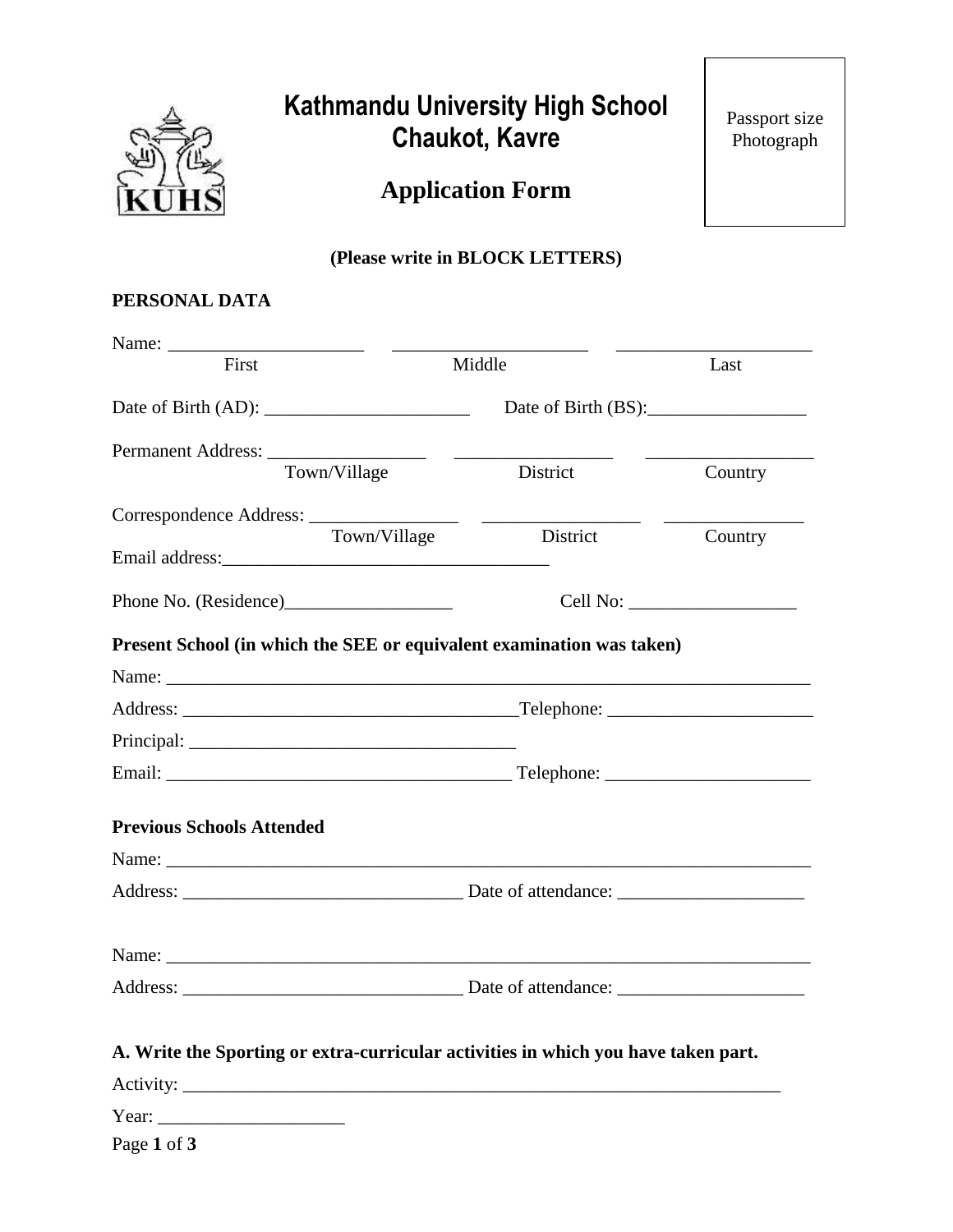# Kathmandu University High School
## Chaukot, Kavre

## Application Form

Passport size Photograph

**(Please write in BLOCK LETTERS)**

**PERSONAL DATA**

Name: _____________________ _____________________ _____________________
First Middle Last

Date of Birth (AD): ______________________ Date of Birth (BS):_________________

Permanent Address: ________________ _________________ __________________
Town/Village District Country

Correspondence Address: ________________ _________________ _______________
Town/Village District Country

Email address:___________________________________

Phone No. (Residence)__________________ Cell No: __________________

**Present School (in which the SEE or equivalent examination was taken)**

Name: ___________________________________________________________________

Address: ___________________________________Telephone: _____________________

Principal: ___________________________________

Email: ____________________________________ Telephone: _____________________

**Previous Schools Attended**

Name: ___________________________________________________________________

Address: ______________________________ Date of attendance: ____________________

Name: ___________________________________________________________________

Address: ______________________________ Date of attendance: ____________________

**A. Write the Sporting or extra-curricular activities in which you have taken part.**

Activity: _____________________________________________________________

Year: ____________________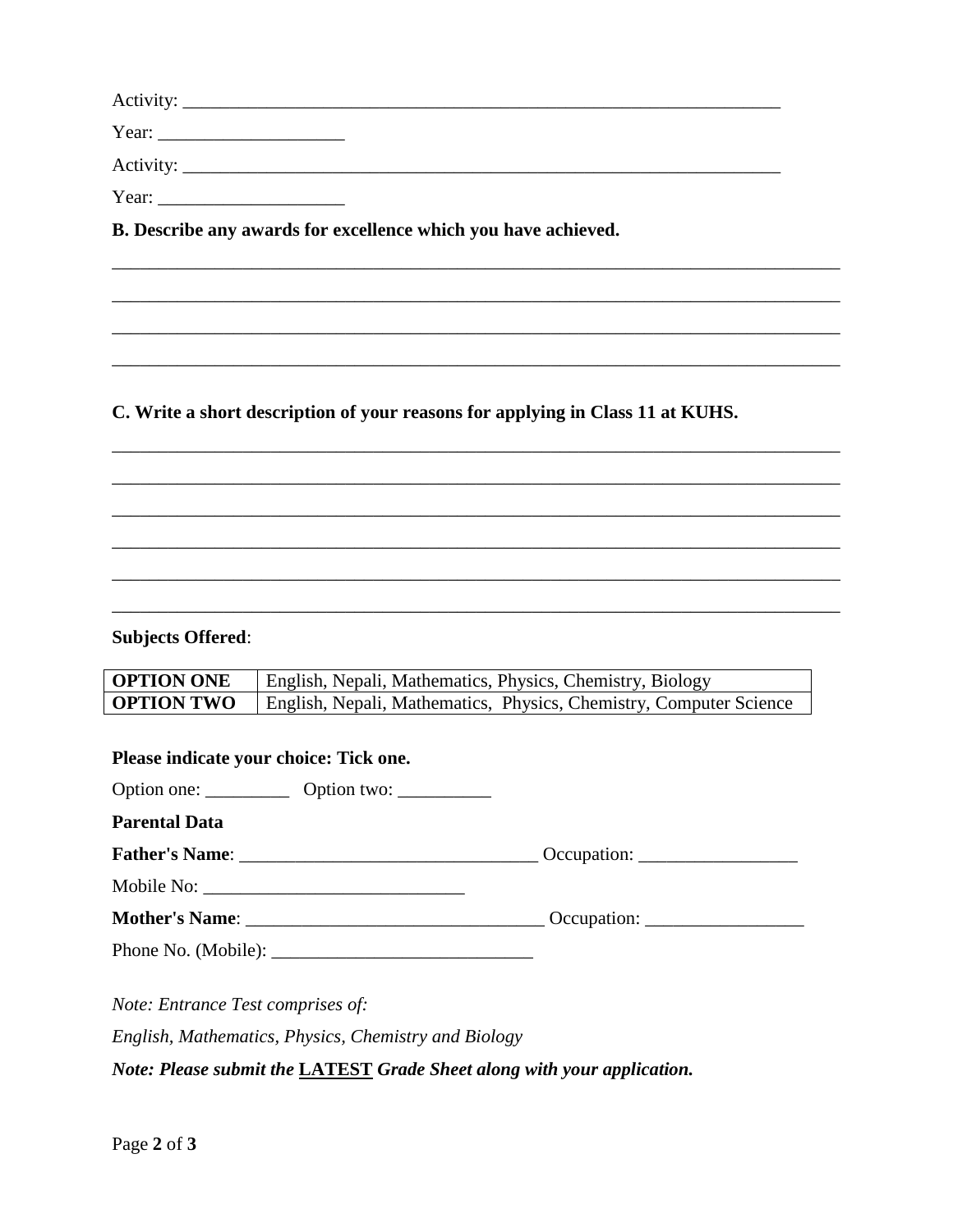Activity: ___________________________________________________________________

Year: ____________________

Activity: ___________________________________________________________________

Year: ____________________

**B. Describe any awards for excellence which you have achieved.**

________________________________________________________________________________

________________________________________________________________________________

________________________________________________________________________________

________________________________________________________________________________

**C. Write a short description of your reasons for applying in Class 11 at KUHS.**

________________________________________________________________________________

________________________________________________________________________________

________________________________________________________________________________

________________________________________________________________________________

________________________________________________________________________________

________________________________________________________________________________

**Subjects Offered**:

| | |
|---|---|
| **OPTION ONE** | English, Nepali, Mathematics, Physics, Chemistry, Biology |
| **OPTION TWO** | English, Nepali, Mathematics, Physics, Chemistry, Computer Science |

**Please indicate your choice: Tick one.**

Option one: _________ Option two: __________

**Parental Data**

**Father's Name**: ________________________________ Occupation: _________________

Mobile No: ____________________________

**Mother's Name**: ________________________________ Occupation: _________________

Phone No. (Mobile): ____________________________

*Note: Entrance Test comprises of:*

*English, Mathematics, Physics, Chemistry and Biology*

***Note: Please submit the <u>LATEST</u> Grade Sheet along with your application.***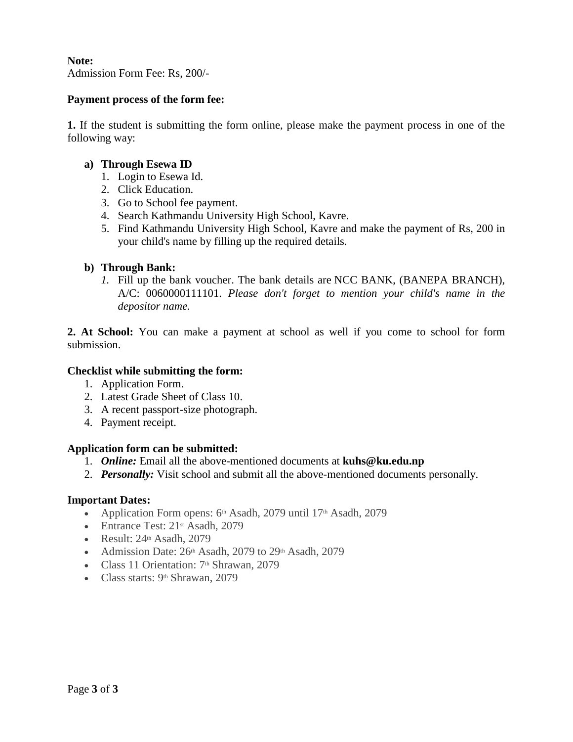**Note:**
Admission Form Fee: Rs, 200/-

**Payment process of the form fee:**

**1.** If the student is submitting the form online, please make the payment process in one of the following way:

**a) Through Esewa ID**

1. Login to Esewa Id.
2. Click Education.
3. Go to School fee payment.
4. Search Kathmandu University High School, Kavre.
5. Find Kathmandu University High School, Kavre and make the payment of Rs, 200 in your child's name by filling up the required details.

**b) Through Bank:**

1. Fill up the bank voucher. The bank details are NCC BANK, (BANEPA BRANCH), A/C: 0060000111101. *Please don't forget to mention your child's name in the depositor name.*

**2. At School:** You can make a payment at school as well if you come to school for form submission.

**Checklist while submitting the form:**

1. Application Form.
2. Latest Grade Sheet of Class 10.
3. A recent passport-size photograph.
4. Payment receipt.

**Application form can be submitted:**

1. ***Online:*** Email all the above-mentioned documents at **kuhs@ku.edu.np**
2. ***Personally:*** Visit school and submit all the above-mentioned documents personally.

**Important Dates:**

- Application Form opens: 6th Asadh, 2079 until 17th Asadh, 2079
- Entrance Test: 21st Asadh, 2079
- Result: 24th Asadh, 2079
- Admission Date: 26th Asadh, 2079 to 29th Asadh, 2079
- Class 11 Orientation: 7th Shrawan, 2079
- Class starts: 9th Shrawan, 2079